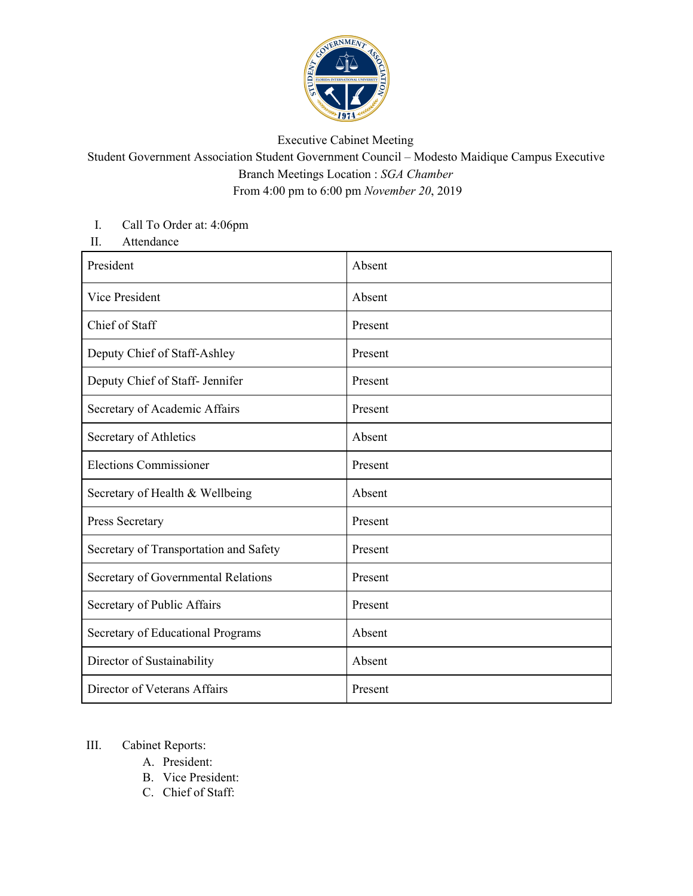Executive Cabinet Meeting

Student Government Association Student Government Council – Modesto Maidique Campus Executive Branch Meetings Location : *SGA Chamber*

From 4:00 pm to 6:00 pm *November 20*, 2019

I. Call To Order at: 4:06pm

II. Attendance

| President | Absent |
|---|---|
| Vice President | Absent |
| Chief of Staff | Present |
| Deputy Chief of Staff-Ashley | Present |
| Deputy Chief of Staff- Jennifer | Present |
| Secretary of Academic Affairs | Present |
| Secretary of Athletics | Absent |
| Elections Commissioner | Present |
| Secretary of Health & Wellbeing | Absent |
| Press Secretary | Present |
| Secretary of Transportation and Safety | Present |
| Secretary of Governmental Relations | Present |
| Secretary of Public Affairs | Present |
| Secretary of Educational Programs | Absent |
| Director of Sustainability | Absent |
| Director of Veterans Affairs | Present |

III. Cabinet Reports:

A. President:

B. Vice President:

C. Chief of Staff: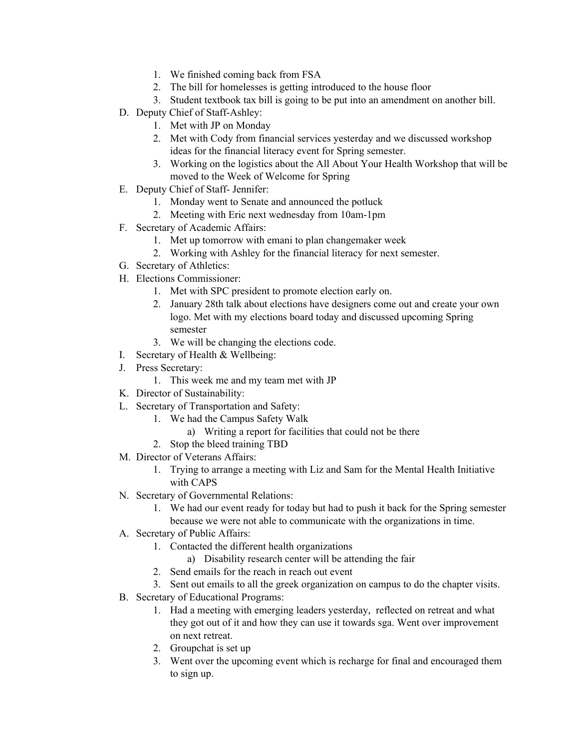1. We finished coming back from FSA
2. The bill for homelesses is getting introduced to the house floor
3. Student textbook tax bill is going to be put into an amendment on another bill.

D. Deputy Chief of Staff-Ashley:
   1. Met with JP on Monday
   2. Met with Cody from financial services yesterday and we discussed workshop ideas for the financial literacy event for Spring semester.
   3. Working on the logistics about the All About Your Health Workshop that will be moved to the Week of Welcome for Spring

E. Deputy Chief of Staff- Jennifer:
   1. Monday went to Senate and announced the potluck
   2. Meeting with Eric next wednesday from 10am-1pm

F. Secretary of Academic Affairs:
   1. Met up tomorrow with emani to plan changemaker week
   2. Working with Ashley for the financial literacy for next semester.

G. Secretary of Athletics:

H. Elections Commissioner:
   1. Met with SPC president to promote election early on.
   2. January 28th talk about elections have designers come out and create your own logo. Met with my elections board today and discussed upcoming Spring semester
   3. We will be changing the elections code.

I. Secretary of Health & Wellbeing:

J. Press Secretary:
   1. This week me and my team met with JP

K. Director of Sustainability:

L. Secretary of Transportation and Safety:
   1. We had the Campus Safety Walk
      a) Writing a report for facilities that could not be there
   2. Stop the bleed training TBD

M. Director of Veterans Affairs:
   1. Trying to arrange a meeting with Liz and Sam for the Mental Health Initiative with CAPS

N. Secretary of Governmental Relations:
   1. We had our event ready for today but had to push it back for the Spring semester because we were not able to communicate with the organizations in time.

A. Secretary of Public Affairs:
   1. Contacted the different health organizations
      a) Disability research center will be attending the fair
   2. Send emails for the reach in reach out event
   3. Sent out emails to all the greek organization on campus to do the chapter visits.

B. Secretary of Educational Programs:
   1. Had a meeting with emerging leaders yesterday, reflected on retreat and what they got out of it and how they can use it towards sga. Went over improvement on next retreat.
   2. Groupchat is set up
   3. Went over the upcoming event which is recharge for final and encouraged them to sign up.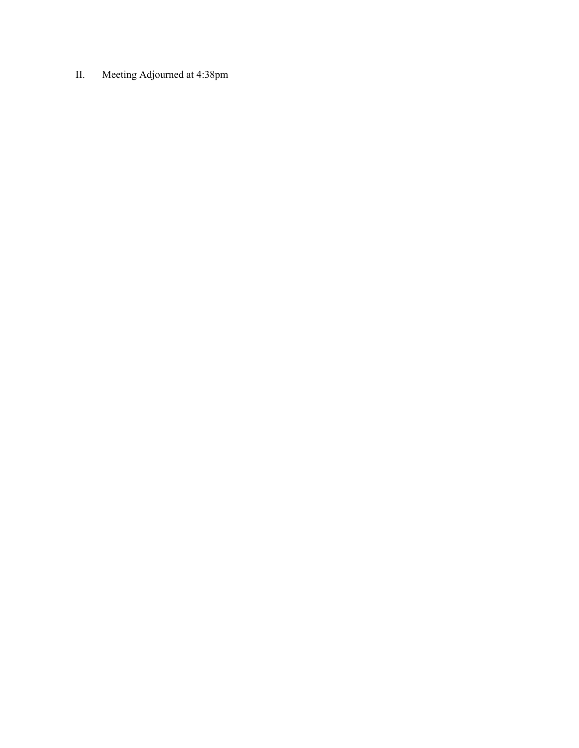II. Meeting Adjourned at 4:38pm